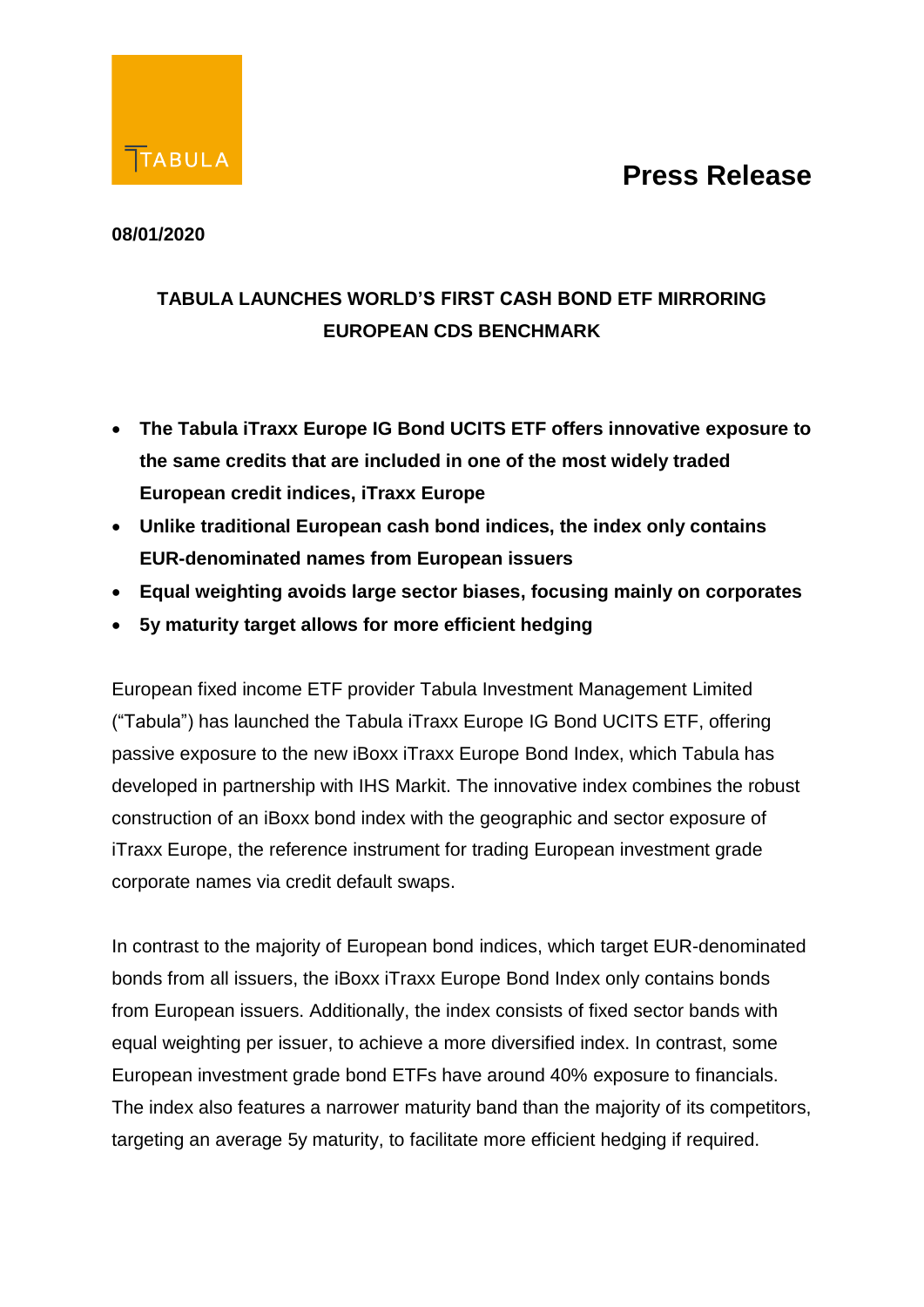TABULA

# Press Release

**08/01/2020**

## TABULA LAUNCHES WORLD'S FIRST CASH BOND ETF MIRRORING EUROPEAN CDS BENCHMARK

- **The Tabula iTraxx Europe IG Bond UCITS ETF offers innovative exposure to the same credits that are included in one of the most widely traded European credit indices, iTraxx Europe**
- **Unlike traditional European cash bond indices, the index only contains EUR-denominated names from European issuers**
- **Equal weighting avoids large sector biases, focusing mainly on corporates**
- **5y maturity target allows for more efficient hedging**

European fixed income ETF provider Tabula Investment Management Limited ("Tabula") has launched the Tabula iTraxx Europe IG Bond UCITS ETF, offering passive exposure to the new iBoxx iTraxx Europe Bond Index, which Tabula has developed in partnership with IHS Markit. The innovative index combines the robust construction of an iBoxx bond index with the geographic and sector exposure of iTraxx Europe, the reference instrument for trading European investment grade corporate names via credit default swaps.

In contrast to the majority of European bond indices, which target EUR-denominated bonds from all issuers, the iBoxx iTraxx Europe Bond Index only contains bonds from European issuers. Additionally, the index consists of fixed sector bands with equal weighting per issuer, to achieve a more diversified index. In contrast, some European investment grade bond ETFs have around 40% exposure to financials. The index also features a narrower maturity band than the majority of its competitors, targeting an average 5y maturity, to facilitate more efficient hedging if required.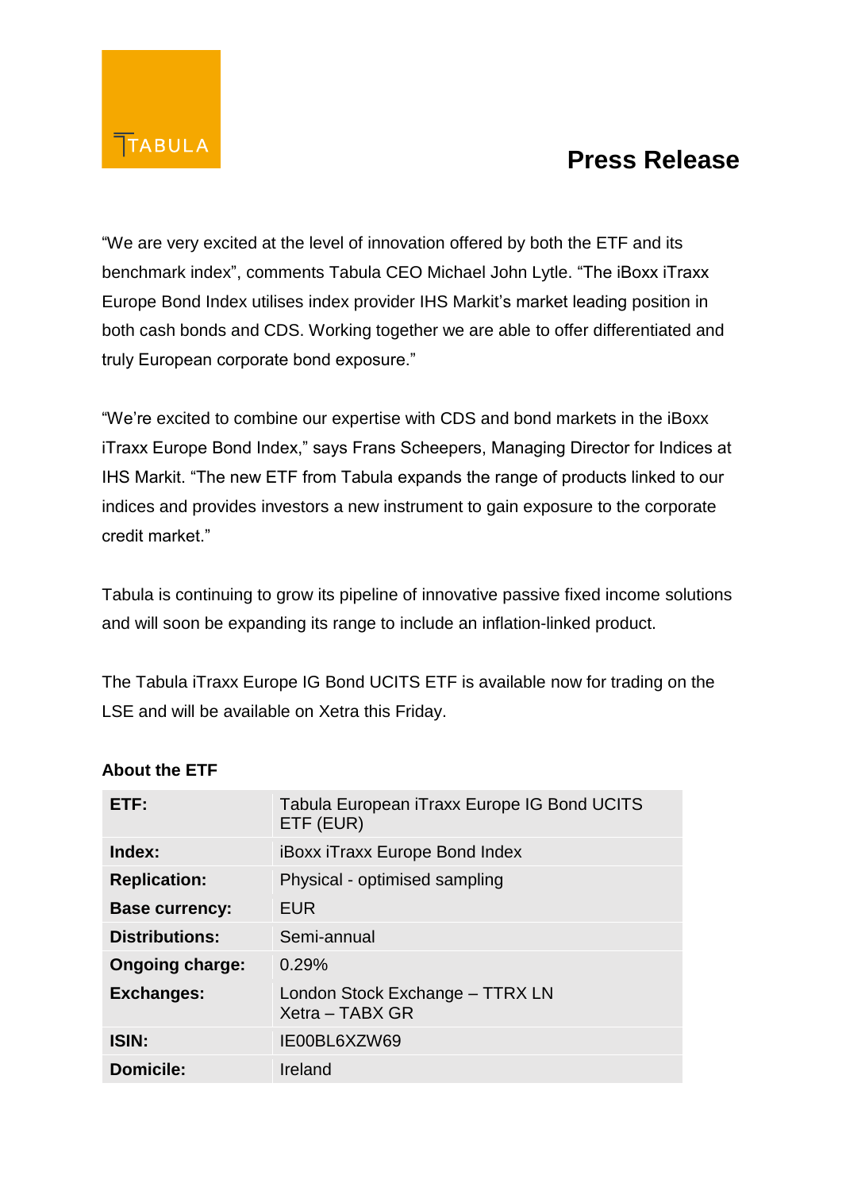"We are very excited at the level of innovation offered by both the ETF and its benchmark index", comments Tabula CEO Michael John Lytle. "The iBoxx iTraxx Europe Bond Index utilises index provider IHS Markit's market leading position in both cash bonds and CDS. Working together we are able to offer differentiated and truly European corporate bond exposure."

"We're excited to combine our expertise with CDS and bond markets in the iBoxx iTraxx Europe Bond Index," says Frans Scheepers, Managing Director for Indices at IHS Markit. "The new ETF from Tabula expands the range of products linked to our indices and provides investors a new instrument to gain exposure to the corporate credit market."

Tabula is continuing to grow its pipeline of innovative passive fixed income solutions and will soon be expanding its range to include an inflation-linked product.

The Tabula iTraxx Europe IG Bond UCITS ETF is available now for trading on the LSE and will be available on Xetra this Friday.

**About the ETF**

| | |
|---|---|
| **ETF:** | Tabula European iTraxx Europe IG Bond UCITS ETF (EUR) |
| **Index:** | iBoxx iTraxx Europe Bond Index |
| **Replication:** | Physical - optimised sampling |
| **Base currency:** | EUR |
| **Distributions:** | Semi-annual |
| **Ongoing charge:** | 0.29% |
| **Exchanges:** | London Stock Exchange – TTRX LN<br>Xetra – TABX GR |
| **ISIN:** | IE00BL6XZW69 |
| **Domicile:** | Ireland |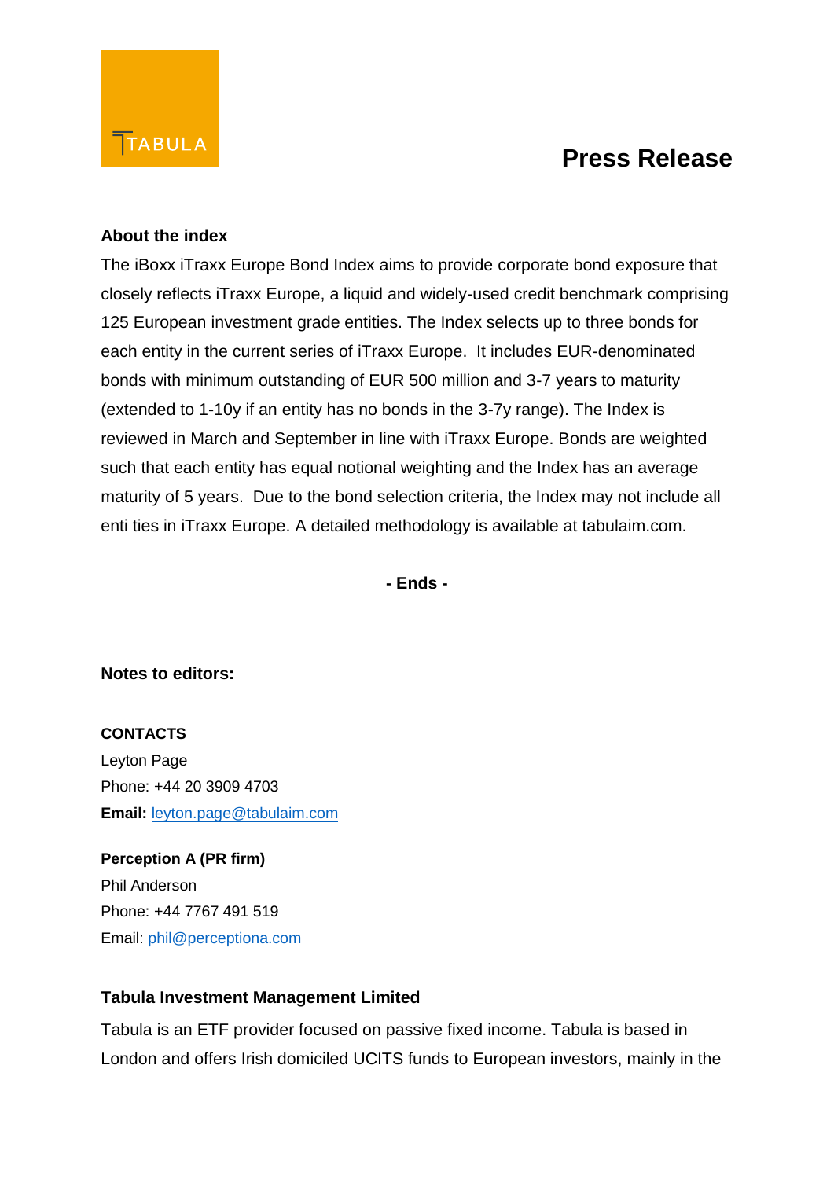**Press Release**

**About the index**

The iBoxx iTraxx Europe Bond Index aims to provide corporate bond exposure that closely reflects iTraxx Europe, a liquid and widely-used credit benchmark comprising 125 European investment grade entities. The Index selects up to three bonds for each entity in the current series of iTraxx Europe. It includes EUR-denominated bonds with minimum outstanding of EUR 500 million and 3-7 years to maturity (extended to 1-10y if an entity has no bonds in the 3-7y range). The Index is reviewed in March and September in line with iTraxx Europe. Bonds are weighted such that each entity has equal notional weighting and the Index has an average maturity of 5 years. Due to the bond selection criteria, the Index may not include all enti ties in iTraxx Europe. A detailed methodology is available at tabulaim.com.

**- Ends -**

**Notes to editors:**

**CONTACTS**

Leyton Page
Phone: +44 20 3909 4703
**Email:** leyton.page@tabulaim.com

**Perception A (PR firm)**

Phil Anderson
Phone: +44 7767 491 519
Email: phil@perceptiona.com

**Tabula Investment Management Limited**

Tabula is an ETF provider focused on passive fixed income. Tabula is based in London and offers Irish domiciled UCITS funds to European investors, mainly in the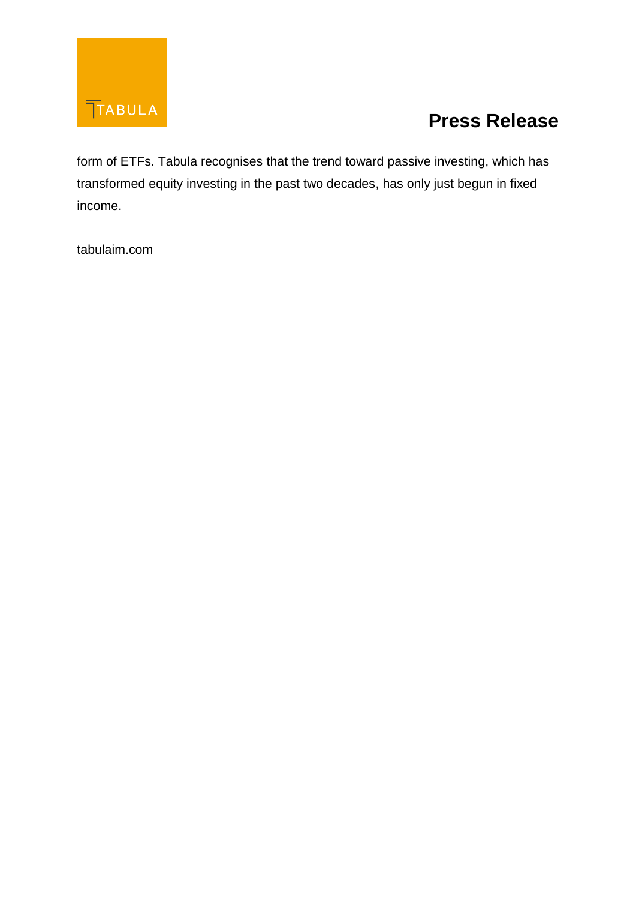form of ETFs. Tabula recognises that the trend toward passive investing, which has transformed equity investing in the past two decades, has only just begun in fixed income.

tabulaim.com